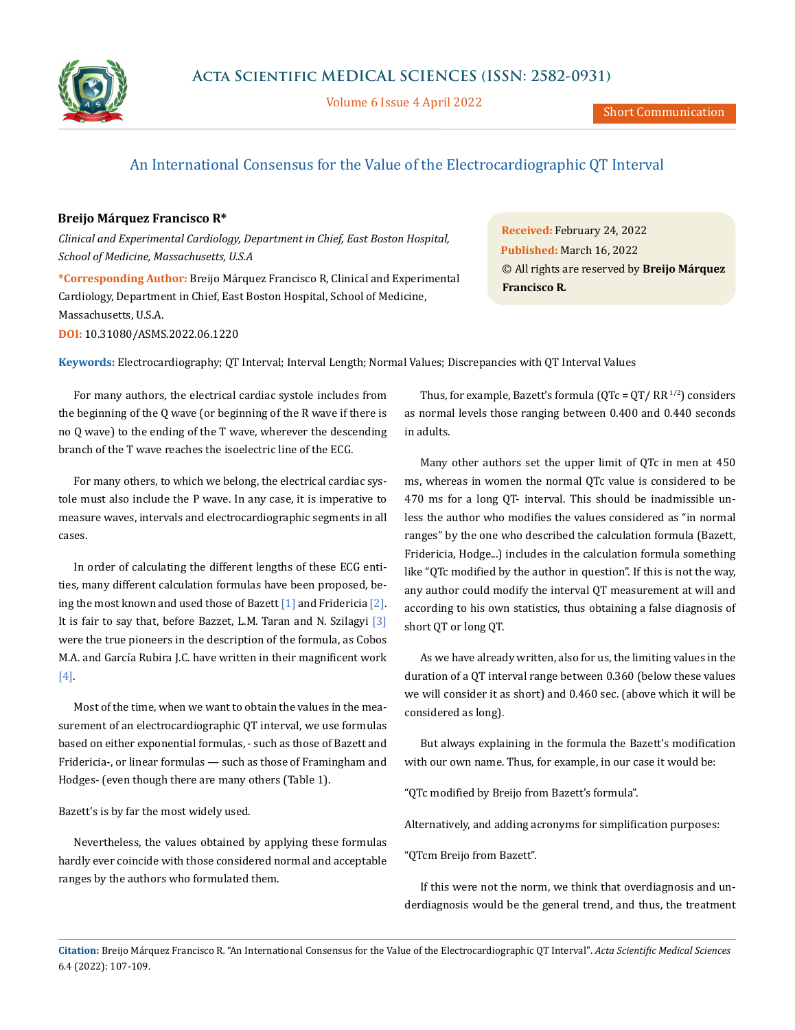Short Communication

# An International Consensus for the Value of the Electrocardiographic QT Interval

**Breijo Márquez Francisco R***

*Clinical and Experimental Cardiology, Department in Chief, East Boston Hospital, School of Medicine, Massachusetts, U.S.A*

**\*Corresponding Author:** Breijo Márquez Francisco R, Clinical and Experimental Cardiology, Department in Chief, East Boston Hospital, School of Medicine, Massachusetts, U.S.A.

**DOI:** 10.31080/ASMS.2022.06.1220

**Received:** February 24, 2022
**Published:** March 16, 2022
© All rights are reserved by **Breijo Márquez Francisco R.**

**Keywords:** Electrocardiography; QT Interval; Interval Length; Normal Values; Discrepancies with QT Interval Values

For many authors, the electrical cardiac systole includes from the beginning of the Q wave (or beginning of the R wave if there is no Q wave) to the ending of the T wave, wherever the descending branch of the T wave reaches the isoelectric line of the ECG.

For many others, to which we belong, the electrical cardiac systole must also include the P wave. In any case, it is imperative to measure waves, intervals and electrocardiographic segments in all cases.

In order of calculating the different lengths of these ECG entities, many different calculation formulas have been proposed, being the most known and used those of Bazett [1] and Fridericia [2]. It is fair to say that, before Bazzet, L.M. Taran and N. Szilagyi [3] were the true pioneers in the description of the formula, as Cobos M.A. and García Rubira J.C. have written in their magnificent work [4].

Most of the time, when we want to obtain the values in the measurement of an electrocardiographic QT interval, we use formulas based on either exponential formulas, - such as those of Bazett and Fridericia-, or linear formulas — such as those of Framingham and Hodges- (even though there are many others (Table 1).

Bazett's is by far the most widely used.

Nevertheless, the values obtained by applying these formulas hardly ever coincide with those considered normal and acceptable ranges by the authors who formulated them.

Thus, for example, Bazett's formula ($QTc = QT/ RR^{1/2}$) considers as normal levels those ranging between 0.400 and 0.440 seconds in adults.

Many other authors set the upper limit of QTc in men at 450 ms, whereas in women the normal QTc value is considered to be 470 ms for a long QT- interval. This should be inadmissible unless the author who modifies the values considered as "in normal ranges" by the one who described the calculation formula (Bazett, Fridericia, Hodge...) includes in the calculation formula something like "QTc modified by the author in question". If this is not the way, any author could modify the interval QT measurement at will and according to his own statistics, thus obtaining a false diagnosis of short QT or long QT.

As we have already written, also for us, the limiting values in the duration of a QT interval range between 0.360 (below these values we will consider it as short) and 0.460 sec. (above which it will be considered as long).

But always explaining in the formula the Bazett's modification with our own name. Thus, for example, in our case it would be:

"QTc modified by Breijo from Bazett's formula".

Alternatively, and adding acronyms for simplification purposes:

"QTcm Breijo from Bazett".

If this were not the norm, we think that overdiagnosis and underdiagnosis would be the general trend, and thus, the treatment

**Citation:** Breijo Márquez Francisco R. "An International Consensus for the Value of the Electrocardiographic QT Interval". *Acta Scientific Medical Sciences* 6.4 (2022): 107-109.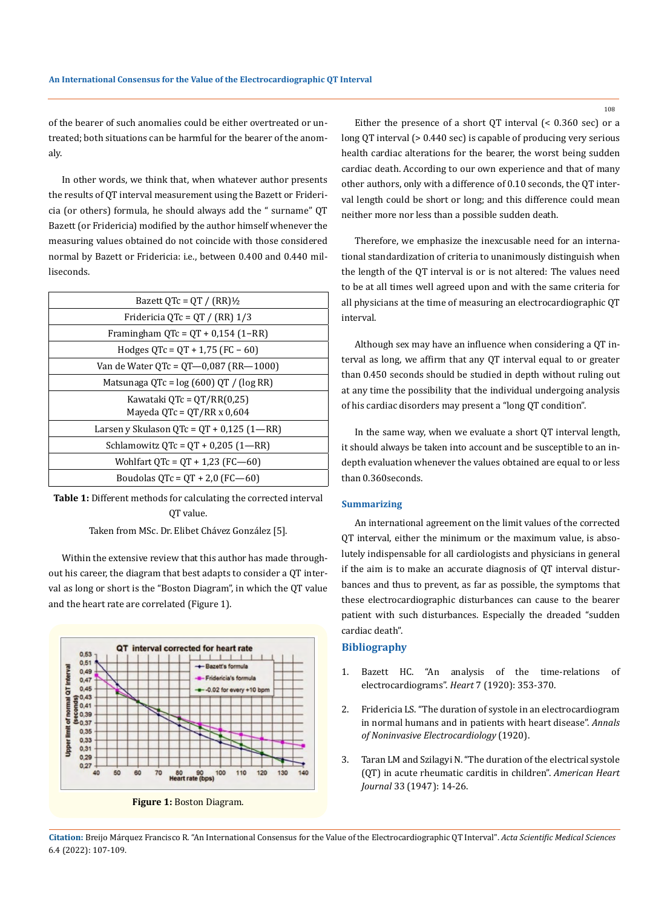of the bearer of such anomalies could be either overtreated or untreated; both situations can be harmful for the bearer of the anomaly.

In other words, we think that, when whatever author presents the results of QT interval measurement using the Bazett or Fridericia (or others) formula, he should always add the " surname" QT Bazett (or Fridericia) modified by the author himself whenever the measuring values obtained do not coincide with those considered normal by Bazett or Fridericia: i.e., between 0.400 and 0.440 milliseconds.

| Bazett QTc = QT / (RR)½ |
|---|
| Fridericia QTc = QT / (RR) 1/3 |
| Framingham QTc = QT + 0,154 (1–RR) |
| Hodges QTc = QT + 1,75 (FC – 60) |
| Van de Water QTc = QT—0,087 (RR—1000) |
| Matsunaga QTc = log (600) QT / (log RR) |
| Kawataki QTc = QT/RR(0,25) Mayeda QTc = QT/RR x 0,604 |
| Larsen y Skulason QTc = QT + 0,125 (1—RR) |
| Schlamowitz QTc = QT + 0,205 (1—RR) |
| Wohlfart QTc = QT + 1,23 (FC—60) |
| Boudolas QTc = QT + 2,0 (FC—60) |

**Table 1:** Different methods for calculating the corrected interval QT value.

Taken from MSc. Dr. Elibet Chávez González [5].

Within the extensive review that this author has made throughout his career, the diagram that best adapts to consider a QT interval as long or short is the "Boston Diagram", in which the QT value and the heart rate are correlated (Figure 1).

**Figure 1:** Boston Diagram.

Either the presence of a short QT interval (< 0.360 sec) or a long QT interval (> 0.440 sec) is capable of producing very serious health cardiac alterations for the bearer, the worst being sudden cardiac death. According to our own experience and that of many other authors, only with a difference of 0.10 seconds, the QT interval length could be short or long; and this difference could mean neither more nor less than a possible sudden death.

Therefore, we emphasize the inexcusable need for an international standardization of criteria to unanimously distinguish when the length of the QT interval is or is not altered: The values need to be at all times well agreed upon and with the same criteria for all physicians at the time of measuring an electrocardiographic QT interval.

Although sex may have an influence when considering a QT interval as long, we affirm that any QT interval equal to or greater than 0.450 seconds should be studied in depth without ruling out at any time the possibility that the individual undergoing analysis of his cardiac disorders may present a "long QT condition".

In the same way, when we evaluate a short QT interval length, it should always be taken into account and be susceptible to an in-depth evaluation whenever the values obtained are equal to or less than 0.360seconds.

### Summarizing

An international agreement on the limit values of the corrected QT interval, either the minimum or the maximum value, is absolutely indispensable for all cardiologists and physicians in general if the aim is to make an accurate diagnosis of QT interval disturbances and thus to prevent, as far as possible, the symptoms that these electrocardiographic disturbances can cause to the bearer patient with such disturbances. Especially the dreaded "sudden cardiac death".

## Bibliography

1. Bazett HC. "An analysis of the time-relations of electrocardiograms". *Heart* 7 (1920): 353-370.
2. Fridericia LS. "The duration of systole in an electrocardiogram in normal humans and in patients with heart disease". *Annals of Noninvasive Electrocardiology* (1920).
3. Taran LM and Szilagyi N. "The duration of the electrical systole (QT) in acute rheumatic carditis in children". *American Heart Journal* 33 (1947): 14-26.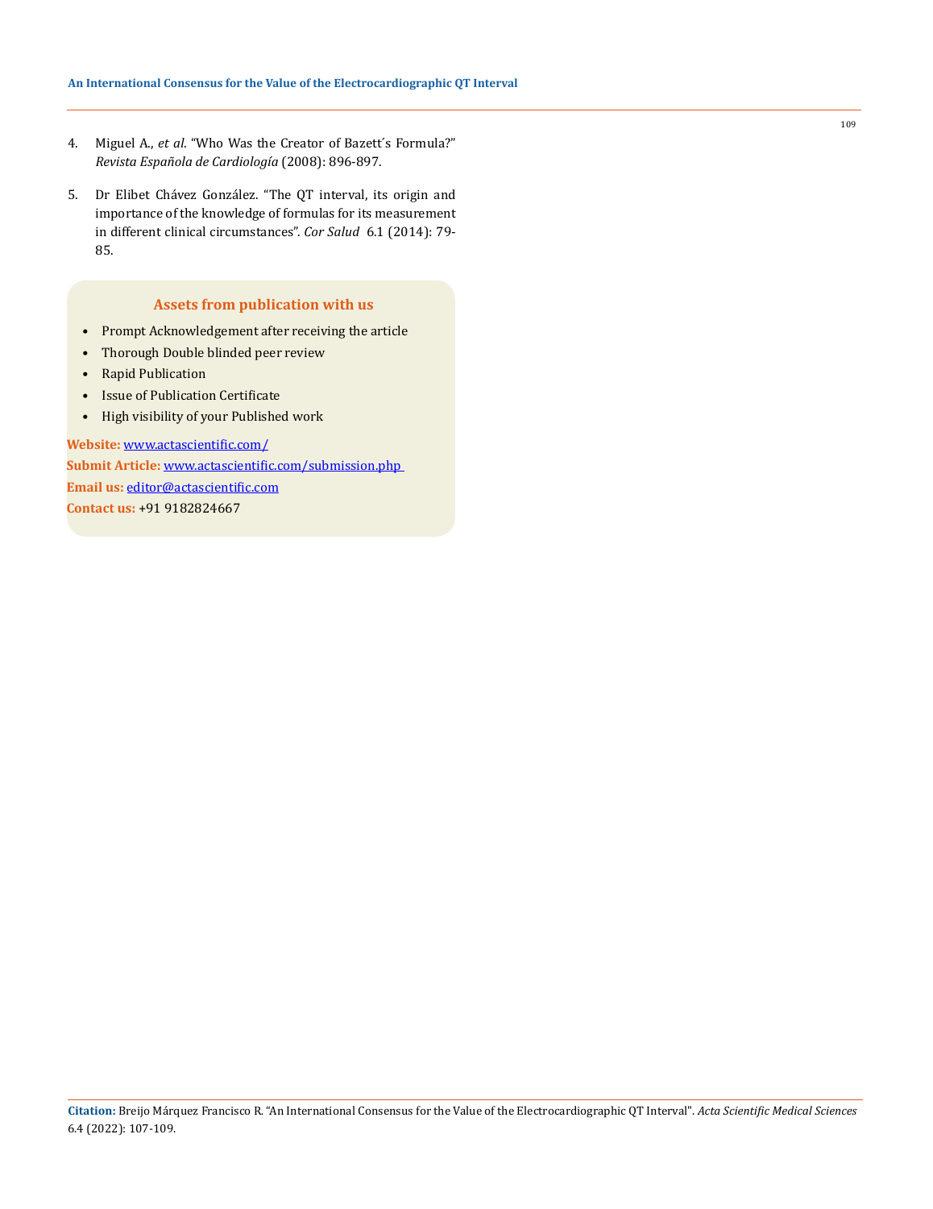4. Miguel A., *et al*. "Who Was the Creator of Bazett´s Formula?" *Revista Española de Cardiología* (2008): 896-897.

5. Dr Elibet Chávez González. "The QT interval, its origin and importance of the knowledge of formulas for its measurement in different clinical circumstances". *Cor Salud* 6.1 (2014): 79-85.

### Assets from publication with us

- Prompt Acknowledgement after receiving the article
- Thorough Double blinded peer review
- Rapid Publication
- Issue of Publication Certificate
- High visibility of your Published work

**Website:** www.actascientific.com/

**Submit Article:** www.actascientific.com/submission.php

**Email us:** editor@actascientific.com

**Contact us:** +91 9182824667